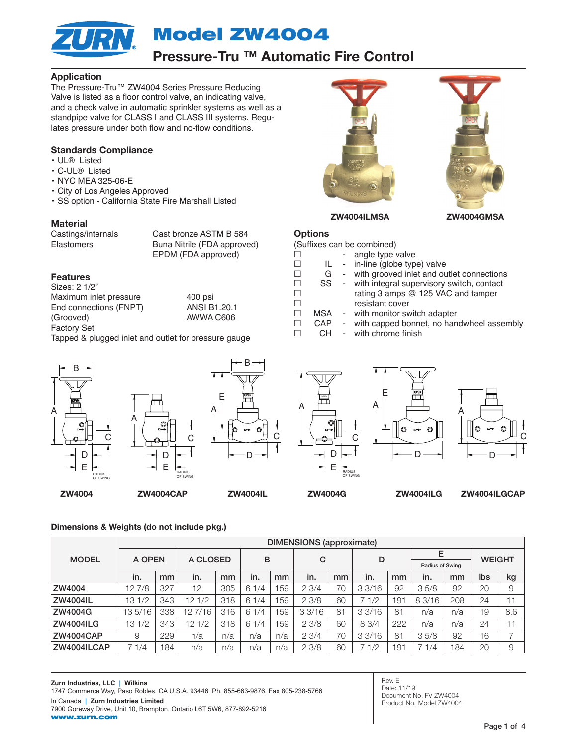# Model ZW4004

## Pressure-Tru ™ Automatic Fire Control

### Application

The Pressure-Tru™ ZW4004 Series Pressure Reducing Valve is listed as a floor control valve, an indicating valve, and a check valve in automatic sprinkler systems as well as a standpipe valve for CLASS I and CLASS III systems. Regulates pressure under both flow and no-flow conditions.

### Standards Compliance

- UL® Listed
- C-UL® Listed
- NYC MEA 325-06-E
- City of Los Angeles Approved
- SS option - California State Fire Marshall Listed

### Material

| | |
|---|---|
| Castings/internals | Cast bronze ASTM B 584 |
| Elastomers | Buna Nitrile (FDA approved) |
| | EPDM (FDA approved) |

### Features

Sizes: 2 1/2"

| | |
|---|---|
| Maximum inlet pressure | 400 psi |
| End connections (FNPT) | ANSI B1.20.1 |
| (Grooved) | AWWA C606 |

Factory Set

Tapped & plugged inlet and outlet for pressure gauge

ZW4004ILMSA ZW4004GMSA

### Options

(Suffixes can be combined)

- ☐ &nbsp;&nbsp;&nbsp;&nbsp;&nbsp; - angle type valve
- ☐ IL - in-line (globe type) valve
- ☐ G - with grooved inlet and outlet connections
- ☐ SS - with integral supervisory switch, contact rating 3 amps @ 125 VAC and tamper resistant cover
- ☐ MSA - with monitor switch adapter
- ☐ CAP - with capped bonnet, no handwheel assembly
- ☐ CH - with chrome finish

ZW4004 ZW4004CAP ZW4004IL ZW4004G ZW4004ILG ZW4004ILGCAP

### Dimensions & Weights (do not include pkg.)

| MODEL | DIMENSIONS (approximate) | | | | | | | | | | | | WEIGHT | |
|---|---|---|---|---|---|---|---|---|---|---|---|---|---|---|
| | A OPEN | | A CLOSED | | B | | C | | D | | E Radius of Swing | | | |
| | in. | mm | in. | mm | in. | mm | in. | mm | in. | mm | in. | mm | lbs | kg |
| ZW4004 | 12 7/8 | 327 | 12 | 305 | 6 1/4 | 159 | 2 3/4 | 70 | 3 3/16 | 92 | 3 5/8 | 92 | 20 | 9 |
| ZW4004IL | 13 1/2 | 343 | 12 1/2 | 318 | 6 1/4 | 159 | 2 3/8 | 60 | 7 1/2 | 191 | 8 3/16 | 208 | 24 | 11 |
| ZW4004G | 13 5/16 | 338 | 12 7/16 | 316 | 6 1/4 | 159 | 3 3/16 | 81 | 3 3/16 | 81 | n/a | n/a | 19 | 8.6 |
| ZW4004ILG | 13 1/2 | 343 | 12 1/2 | 318 | 6 1/4 | 159 | 2 3/8 | 60 | 8 3/4 | 222 | n/a | n/a | 24 | 11 |
| ZW4004CAP | 9 | 229 | n/a | n/a | n/a | n/a | 2 3/4 | 70 | 3 3/16 | 81 | 3 5/8 | 92 | 16 | 7 |
| ZW4004ILCAP | 7 1/4 | 184 | n/a | n/a | n/a | n/a | 2 3/8 | 60 | 7 1/2 | 191 | 7 1/4 | 184 | 20 | 9 |

**Zurn Industries, LLC | Wilkins**
1747 Commerce Way, Paso Robles, CA U.S.A. 93446 Ph. 855-663-9876, Fax 805-238-5766
In Canada | **Zurn Industries Limited**
7900 Goreway Drive, Unit 10, Brampton, Ontario L6T 5W6, 877-892-5216
**www.zurn.com**

Rev. E
Date: 11/19
Document No. FV-ZW4004
Product No. Model ZW4004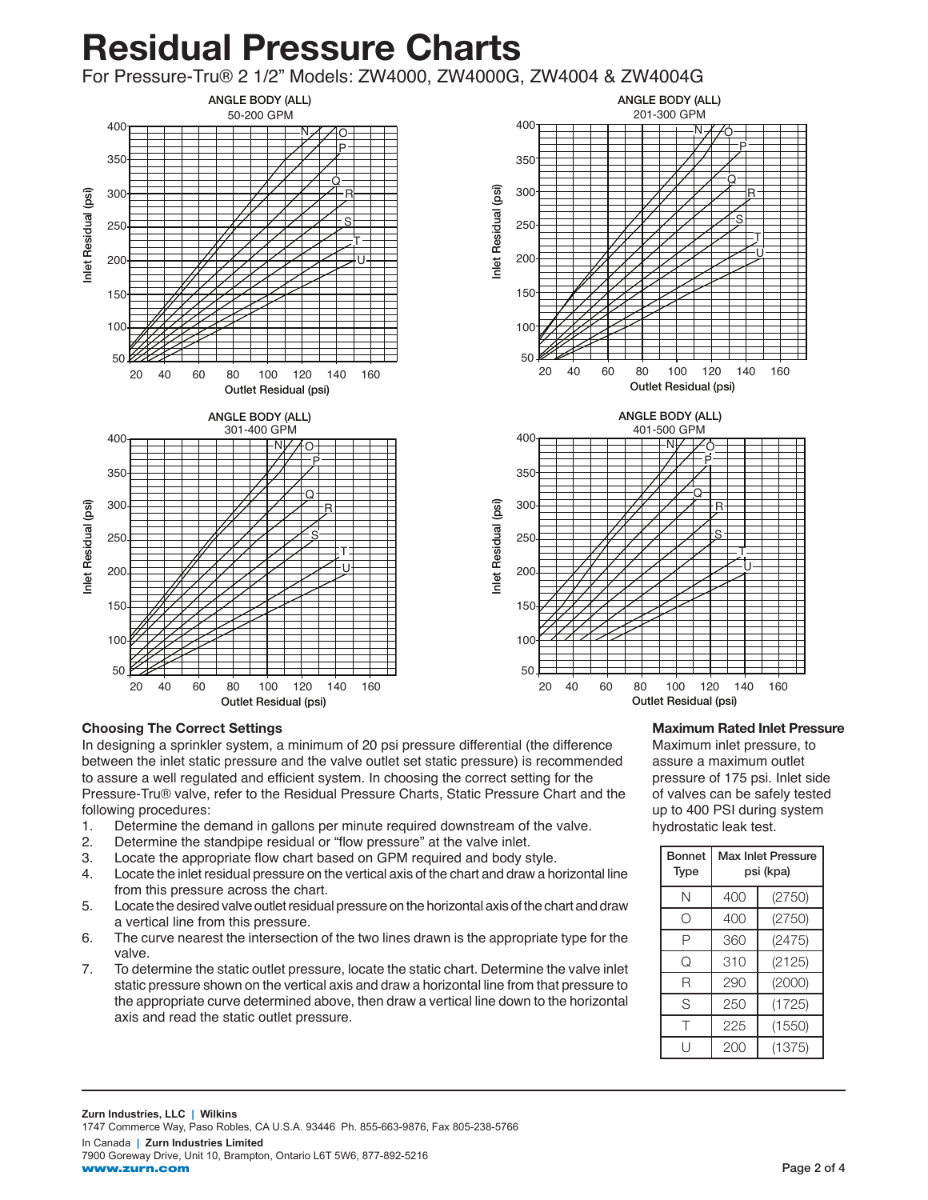# Residual Pressure Charts

For Pressure-Tru® 2 1/2" Models: ZW4000, ZW4000G, ZW4004 & ZW4004G

ANGLE BODY (ALL)
50-200 GPM

ANGLE BODY (ALL)
201-300 GPM

ANGLE BODY (ALL)
301-400 GPM

ANGLE BODY (ALL)
401-500 GPM

Inlet Residual (psi)

Outlet Residual (psi)

### Choosing The Correct Settings

In designing a sprinkler system, a minimum of 20 psi pressure differential (the difference between the inlet static pressure and the valve outlet set static pressure) is recommended to assure a well regulated and efficient system. In choosing the correct setting for the Pressure-Tru® valve, refer to the Residual Pressure Charts, Static Pressure Chart and the following procedures:

1. Determine the demand in gallons per minute required downstream of the valve.
2. Determine the standpipe residual or "flow pressure" at the valve inlet.
3. Locate the appropriate flow chart based on GPM required and body style.
4. Locate the inlet residual pressure on the vertical axis of the chart and draw a horizontal line from this pressure across the chart.
5. Locate the desired valve outlet residual pressure on the horizontal axis of the chart and draw a vertical line from this pressure.
6. The curve nearest the intersection of the two lines drawn is the appropriate type for the valve.
7. To determine the static outlet pressure, locate the static chart. Determine the valve inlet static pressure shown on the vertical axis and draw a horizontal line from that pressure to the appropriate curve determined above, then draw a vertical line down to the horizontal axis and read the static outlet pressure.

### Maximum Rated Inlet Pressure

Maximum inlet pressure, to assure a maximum outlet pressure of 175 psi. Inlet side of valves can be safely tested up to 400 PSI during system hydrostatic leak test.

| Bonnet Type | Max Inlet Pressure psi (kpa) | |
|---|---|---|
| N | 400 | (2750) |
| O | 400 | (2750) |
| P | 360 | (2475) |
| Q | 310 | (2125) |
| R | 290 | (2000) |
| S | 250 | (1725) |
| T | 225 | (1550) |
| U | 200 | (1375) |

**Zurn Industries, LLC | Wilkins**
1747 Commerce Way, Paso Robles, CA U.S.A. 93446 Ph. 855-663-9876, Fax 805-238-5766

In Canada | **Zurn Industries Limited**
7900 Goreway Drive, Unit 10, Brampton, Ontario L6T 5W6, 877-892-5216

**www.zurn.com**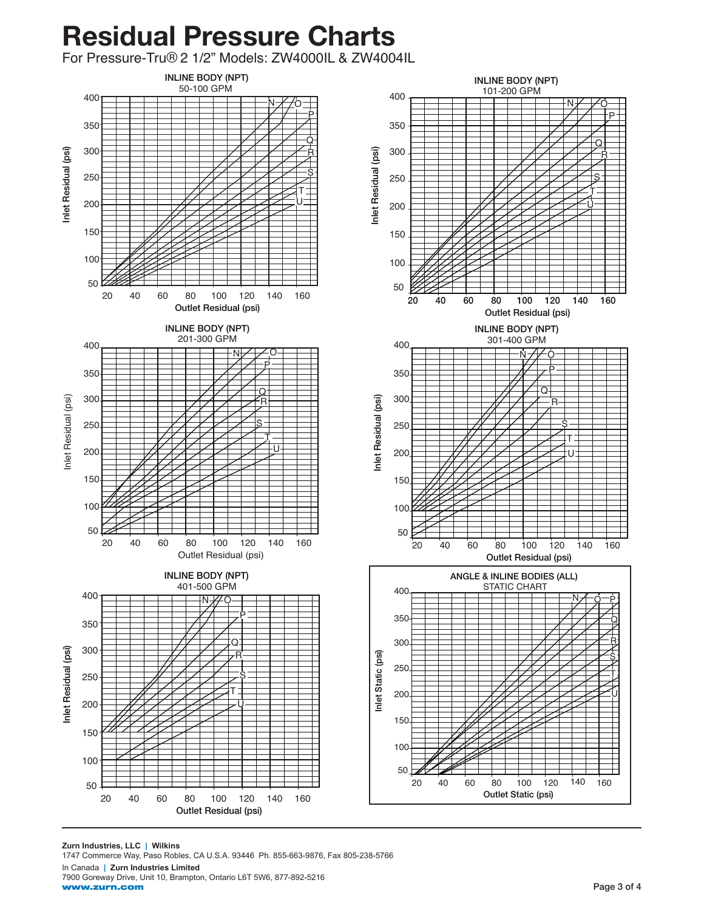# Residual Pressure Charts

For Pressure-Tru® 2 1/2" Models: ZW4000IL & ZW4004IL

**INLINE BODY (NPT)**
50-100 GPM

Inlet Residual (psi) — 50, 100, 150, 200, 250, 300, 350, 400
Outlet Residual (psi) — 20, 40, 60, 80, 100, 120, 140, 160
Curves: N, O, P, Q, R, S, T, U

**INLINE BODY (NPT)**
101-200 GPM

Inlet Residual (psi) — 50, 100, 150, 200, 250, 300, 350, 400
Outlet Residual (psi) — 20, 40, 60, 80, 100, 120, 140, 160
Curves: N, O, P, Q, R, S, T, U

**INLINE BODY (NPT)**
201-300 GPM

Inlet Residual (psi) — 50, 100, 150, 200, 250, 300, 350, 400
Outlet Residual (psi) — 20, 40, 60, 80, 100, 120, 140, 160
Curves: N, O, P, Q, R, S, T, U

**INLINE BODY (NPT)**
301-400 GPM

Inlet Residual (psi) — 50, 100, 150, 200, 250, 300, 350, 400
Outlet Residual (psi) — 20, 40, 60, 80, 100, 120, 140, 160
Curves: N, O, P, Q, R, S, T, U

**INLINE BODY (NPT)**
401-500 GPM

Inlet Residual (psi) — 50, 100, 150, 200, 250, 300, 350, 400
Outlet Residual (psi) — 20, 40, 60, 80, 100, 120, 140, 160
Curves: N, O, P, Q, R, S, T, U

**ANGLE & INLINE BODIES (ALL)**
STATIC CHART

Inlet Static (psi) — 50, 100, 150, 200, 250, 300, 350, 400
Outlet Static (psi) — 20, 40, 60, 80, 100, 120, 140, 160
Curves: N, O, P, Q, R, S, T, U

**Zurn Industries, LLC | Wilkins**
1747 Commerce Way, Paso Robles, CA U.S.A. 93446 Ph. 855-663-9876, Fax 805-238-5766

In Canada | **Zurn Industries Limited**
7900 Goreway Drive, Unit 10, Brampton, Ontario L6T 5W6, 877-892-5216

**www.zurn.com**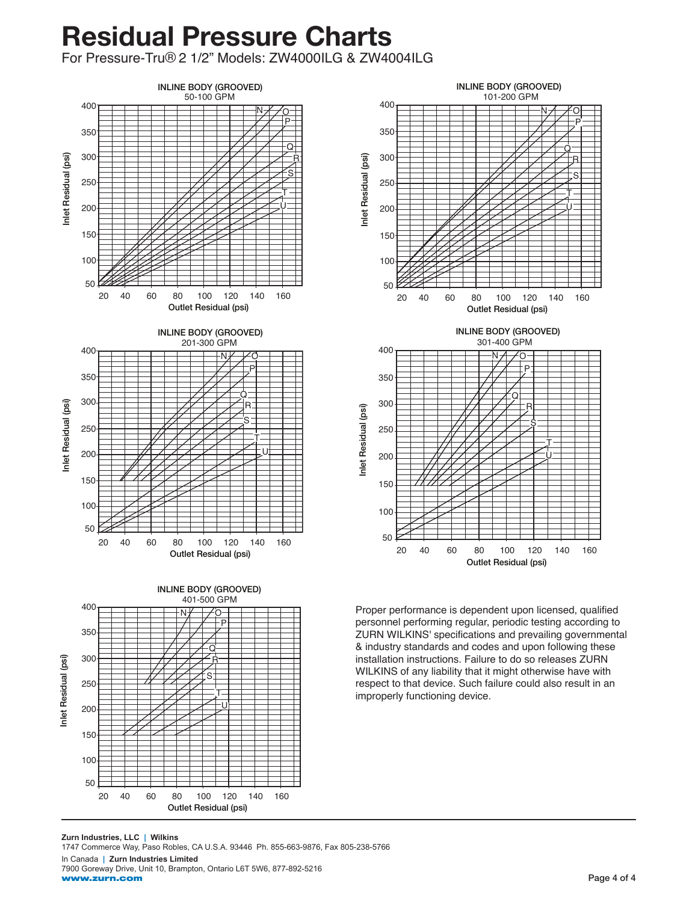# Residual Pressure Charts

For Pressure-Tru® 2 1/2" Models: ZW4000ILG & ZW4004ILG

INLINE BODY (GROOVED)
50-100 GPM

Inlet Residual (psi)
400
350
300
250
200
150
100
50

Outlet Residual (psi)
20 40 60 80 100 120 140 160

N O P Q R S T U

INLINE BODY (GROOVED)
101-200 GPM

Inlet Residual (psi)
400
350
300
250
200
150
100
50

Outlet Residual (psi)
20 40 60 80 100 120 140 160

N O P Q R S T U

INLINE BODY (GROOVED)
201-300 GPM

Inlet Residual (psi)
400
350
300
250
200
150
100
50

Outlet Residual (psi)
20 40 60 80 100 120 140 160

N O P Q R S T U

INLINE BODY (GROOVED)
301-400 GPM

Inlet Residual (psi)
400
350
300
250
200
150
100
50

Outlet Residual (psi)
20 40 60 80 100 120 140 160

N O P Q R S T U

INLINE BODY (GROOVED)
401-500 GPM

Inlet Residual (psi)
400
350
300
250
200
150
100
50

Outlet Residual (psi)
20 40 60 80 100 120 140 160

N O P Q R S T U

Proper performance is dependent upon licensed, qualified personnel performing regular, periodic testing according to ZURN WILKINS' specifications and prevailing governmental & industry standards and codes and upon following these installation instructions. Failure to do so releases ZURN WILKINS of any liability that it might otherwise have with respect to that device. Such failure could also result in an improperly functioning device.

**Zurn Industries, LLC | Wilkins**
1747 Commerce Way, Paso Robles, CA U.S.A. 93446 Ph. 855-663-9876, Fax 805-238-5766

In Canada | **Zurn Industries Limited**
7900 Goreway Drive, Unit 10, Brampton, Ontario L6T 5W6, 877-892-5216

**www.zurn.com**